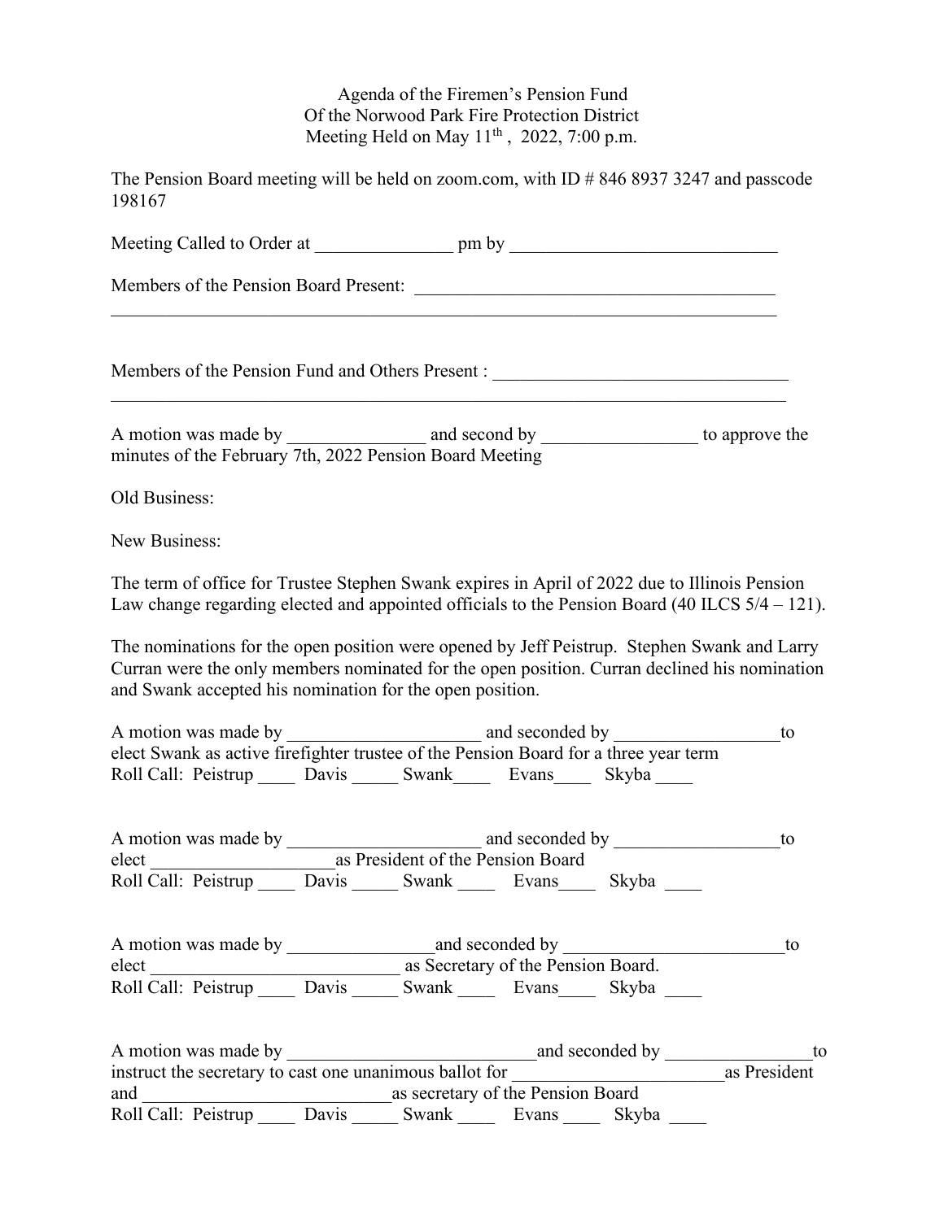Agenda of the Firemen's Pension Fund
Of the Norwood Park Fire Protection District
Meeting Held on May 11th , 2022, 7:00 p.m.

The Pension Board meeting will be held on zoom.com, with ID # 846 8937 3247 and passcode 198167

Meeting Called to Order at _______________ pm by _____________________________

Members of the Pension Board Present: _______________________________________
_____________________________________________________________________________

Members of the Pension Fund and Others Present : _________________________________
_____________________________________________________________________________

A motion was made by _______________ and second by _________________ to approve the minutes of the February 7th, 2022 Pension Board Meeting

Old Business:

New Business:

The term of office for Trustee Stephen Swank expires in April of 2022 due to Illinois Pension Law change regarding elected and appointed officials to the Pension Board (40 ILCS 5/4 – 121).

The nominations for the open position were opened by Jeff Peistrup. Stephen Swank and Larry Curran were the only members nominated for the open position. Curran declined his nomination and Swank accepted his nomination for the open position.

A motion was made by _____________________ and seconded by __________________to elect Swank as active firefighter trustee of the Pension Board for a three year term
Roll Call: Peistrup ____ Davis _____ Swank____ Evans____ Skyba ____

A motion was made by _____________________ and seconded by __________________to elect ____________________as President of the Pension Board
Roll Call: Peistrup ____ Davis _____ Swank ____ Evans____ Skyba ____

A motion was made by ________________and seconded by ________________________to elect ____________________________ as Secretary of the Pension Board.
Roll Call: Peistrup ____ Davis _____ Swank ____ Evans____ Skyba ____

A motion was made by ____________________________and seconded by ________________to instruct the secretary to cast one unanimous ballot for ________________________as President and ____________________________as secretary of the Pension Board
Roll Call: Peistrup ____ Davis _____ Swank ____ Evans ____ Skyba ____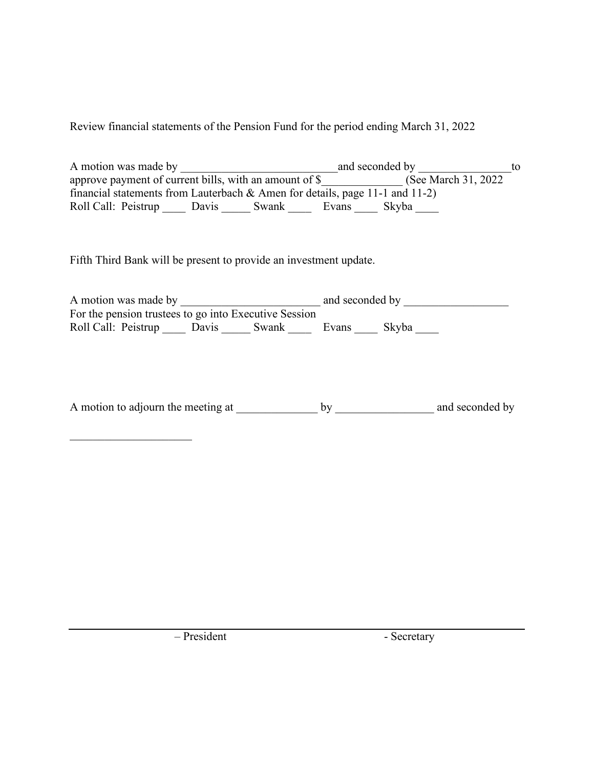Review financial statements of the Pension Fund for the period ending March 31, 2022

A motion was made by ___________________________and seconded by ________________to approve payment of current bills, with an amount of $______________ (See March 31, 2022 financial statements from Lauterbach & Amen for details, page 11-1 and 11-2)
Roll Call: Peistrup ____ Davis _____ Swank ____ Evans ____ Skyba ____

Fifth Third Bank will be present to provide an investment update.

A motion was made by ________________________ and seconded by __________________
For the pension trustees to go into Executive Session
Roll Call: Peistrup ____ Davis _____ Swank ____ Evans ____ Skyba ____

A motion to adjourn the meeting at ______________ by _________________ and seconded by

_____________________

– President - Secretary